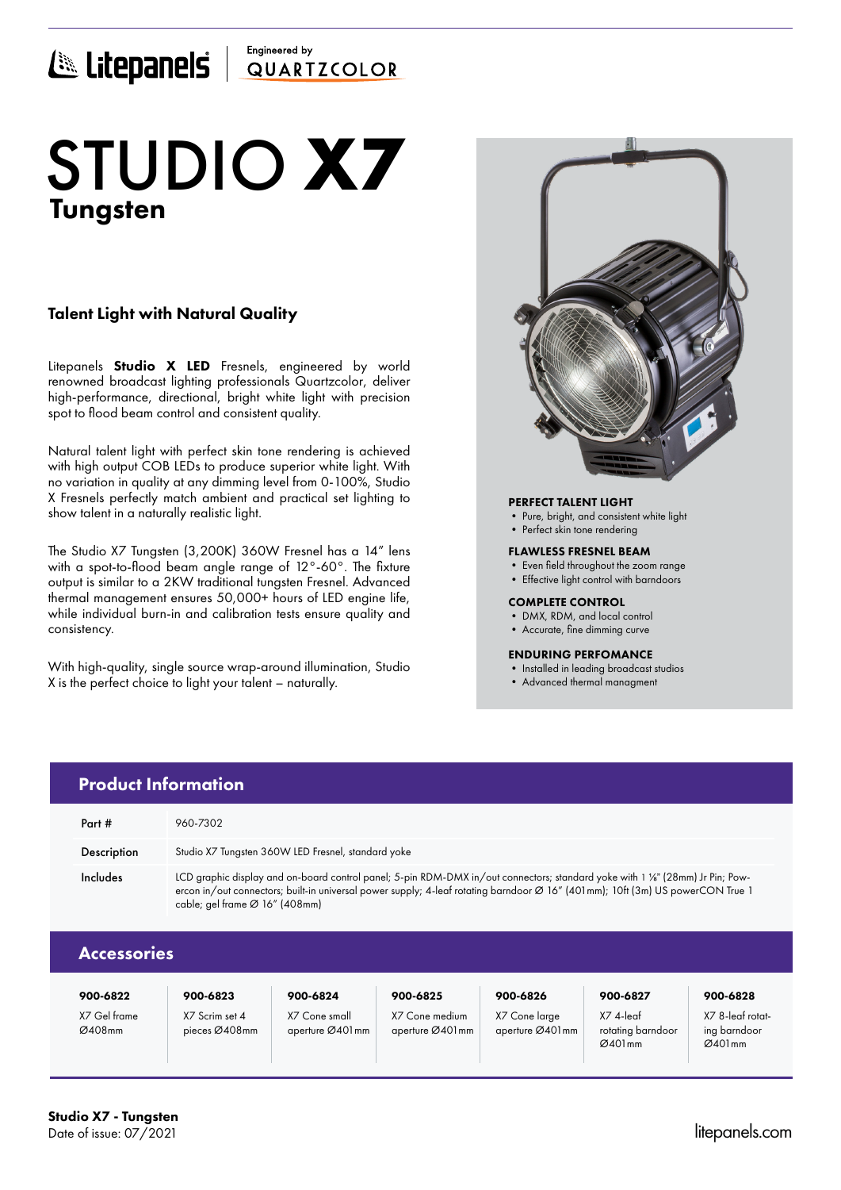Litepanels | Engineered by QUARTZCOLOR

# STUDIO **X7**
## Tungsten

### Talent Light with Natural Quality

Litepanels **Studio X LED** Fresnels, engineered by world renowned broadcast lighting professionals Quartzcolor, deliver high-performance, directional, bright white light with precision spot to flood beam control and consistent quality.

Natural talent light with perfect skin tone rendering is achieved with high output COB LEDs to produce superior white light. With no variation in quality at any dimming level from 0-100%, Studio X Fresnels perfectly match ambient and practical set lighting to show talent in a naturally realistic light.

The Studio X7 Tungsten (3,200K) 360W Fresnel has a 14" lens with a spot-to-flood beam angle range of 12°-60°. The fixture output is similar to a 2KW traditional tungsten Fresnel. Advanced thermal management ensures 50,000+ hours of LED engine life, while individual burn-in and calibration tests ensure quality and consistency.

With high-quality, single source wrap-around illumination, Studio X is the perfect choice to light your talent – naturally.

**PERFECT TALENT LIGHT**
- Pure, bright, and consistent white light
- Perfect skin tone rendering

**FLAWLESS FRESNEL BEAM**
- Even field throughout the zoom range
- Effective light control with barndoors

**COMPLETE CONTROL**
- DMX, RDM, and local control
- Accurate, fine dimming curve

**ENDURING PERFOMANCE**
- Installed in leading broadcast studios
- Advanced thermal managment

## Product Information

| | |
|---|---|
| Part # | 960-7302 |
| Description | Studio X7 Tungsten 360W LED Fresnel, standard yoke |
| Includes | LCD graphic display and on-board control panel; 5-pin RDM-DMX in/out connectors; standard yoke with 1 ⅛" (28mm) Jr Pin; Powercon in/out connectors; built-in universal power supply; 4-leaf rotating barndoor Ø 16" (401mm); 10ft (3m) US powerCON True 1 cable; gel frame Ø 16" (408mm) |

## Accessories

| 900-6822 | 900-6823 | 900-6824 | 900-6825 | 900-6826 | 900-6827 | 900-6828 |
|---|---|---|---|---|---|---|
| X7 Gel frame Ø408mm | X7 Scrim set 4 pieces Ø408mm | X7 Cone small aperture Ø401mm | X7 Cone medium aperture Ø401mm | X7 Cone large aperture Ø401mm | X7 4-leaf rotating barndoor Ø401mm | X7 8-leaf rotating barndoor Ø401mm |

**Studio X7 - Tungsten**
Date of issue: 07/2021

litepanels.com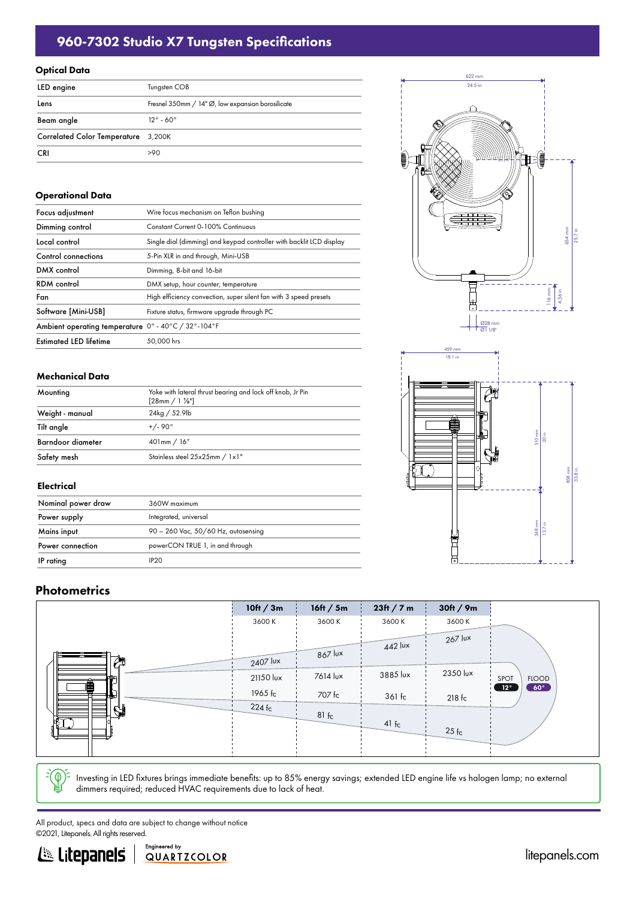# 960-7302 Studio X7 Tungsten Specifications

### Optical Data

| | |
|---|---|
| LED engine | Tungsten COB |
| Lens | Fresnel 350mm / 14" Ø, low expansion borosilicate |
| Beam angle | 12° - 60° |
| Correlated Color Temperature | 3,200K |
| CRI | >90 |

### Operational Data

| | |
|---|---|
| Focus adjustment | Wire focus mechanism on Teflon bushing |
| Dimming control | Constant Current 0-100% Continuous |
| Local control | Single dial (dimming) and keypad controller with backlit LCD display |
| Control connections | 5-Pin XLR in and through, Mini-USB |
| DMX control | Dimming, 8-bit and 16-bit |
| RDM control | DMX setup, hour counter, temperature |
| Fan | High efficiency convection, super silent fan with 3 speed presets |
| Software [Mini-USB] | Fixture status, firmware upgrade through PC |
| Ambient operating temperature | 0° - 40°C / 32°-104°F |
| Estimated LED lifetime | 50,000 hrs |

### Mechanical Data

| | |
|---|---|
| Mounting | Yoke with lateral thrust bearing and lock off knob, Jr Pin [28mm / 1 ⅛"] |
| Weight - manual | 24kg / 52.9lb |
| Tilt angle | +/- 90° |
| Barndoor diameter | 401mm / 16" |
| Safety mesh | Stainless steel 25x25mm / 1x1" |

### Electrical

| | |
|---|---|
| Nominal power draw | 360W maximum |
| Power supply | Integrated, universal |
| Mains input | 90 – 260 Vac, 50/60 Hz, autosensing |
| Power connection | powerCON TRUE 1, in and through |
| IP rating | IP20 |

622 mm
24.5 in
654 mm
25.7 in
116 mm
4.56 in
Ø28 mm
Ø1 1/8"

459 mm
18.1 in
510 mm
20 in
858 mm
33.8 in
348 mm
13.7 in

## Photometrics

10ft / 3m
3600 K
2407 lux
21150 lux
1965 fc
224 fc

16ft / 5m
3600 K
867 lux
7614 lux
707 fc
81 fc

23ft / 7 m
3600 K
442 lux
3885 lux
361 fc
41 fc

30ft / 9m
3600 K
267 lux
2350 lux
218 fc
25 fc

SPOT 12°
FLOOD 60°

Investing in LED fixtures brings immediate benefits: up to 85% energy savings; extended LED engine life vs halogen lamp; no external dimmers required; reduced HVAC requirements due to lack of heat.

All product, specs and data are subject to change without notice
©2021, Litepanels. All rights reserved.

Litepanels | Engineered by QUARTZCOLOR

litepanels.com